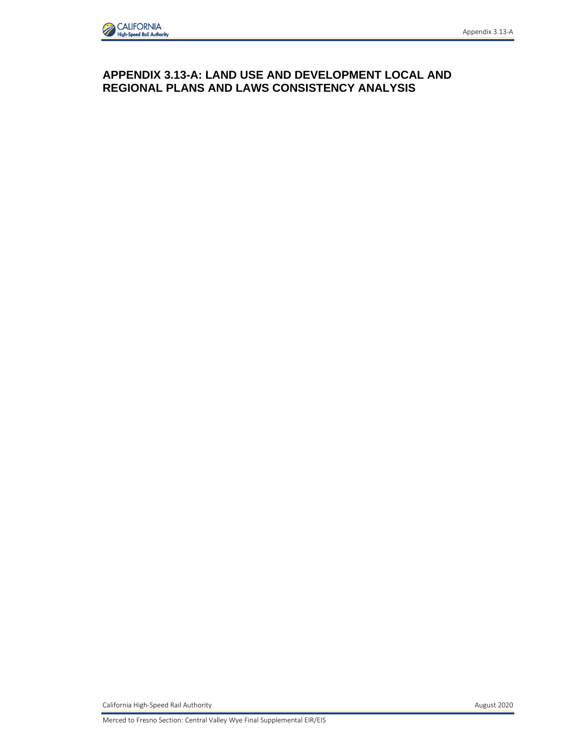# APPENDIX 3.13-A: LAND USE AND DEVELOPMENT LOCAL AND REGIONAL PLANS AND LAWS CONSISTENCY ANALYSIS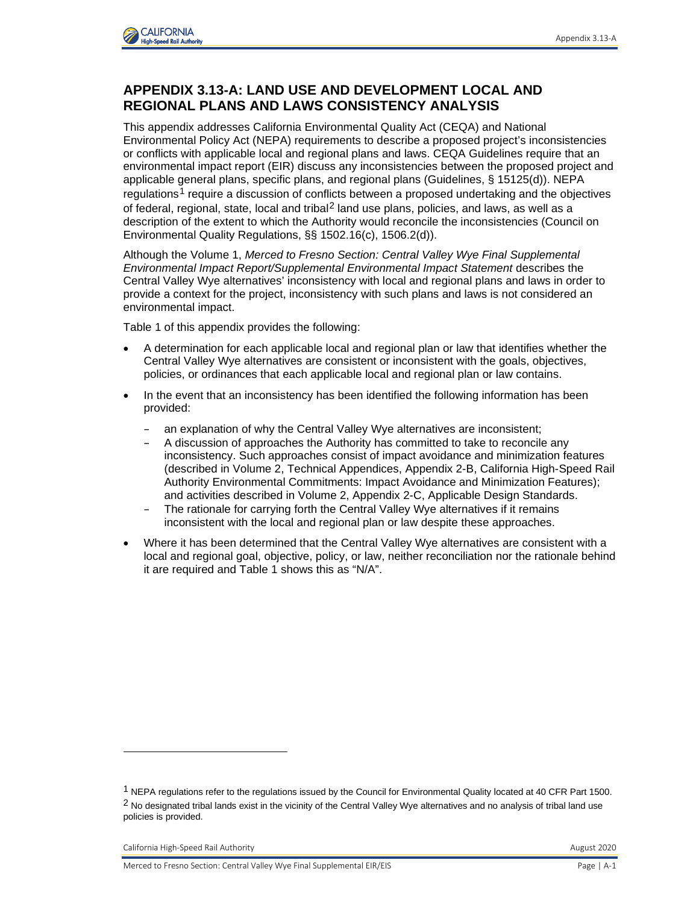# APPENDIX 3.13-A: LAND USE AND DEVELOPMENT LOCAL AND REGIONAL PLANS AND LAWS CONSISTENCY ANALYSIS

This appendix addresses California Environmental Quality Act (CEQA) and National Environmental Policy Act (NEPA) requirements to describe a proposed project's inconsistencies or conflicts with applicable local and regional plans and laws. CEQA Guidelines require that an environmental impact report (EIR) discuss any inconsistencies between the proposed project and applicable general plans, specific plans, and regional plans (Guidelines, § 15125(d)). NEPA regulations[1] require a discussion of conflicts between a proposed undertaking and the objectives of federal, regional, state, local and tribal[2] land use plans, policies, and laws, as well as a description of the extent to which the Authority would reconcile the inconsistencies (Council on Environmental Quality Regulations, §§ 1502.16(c), 1506.2(d)).

Although the Volume 1, *Merced to Fresno Section: Central Valley Wye Final Supplemental Environmental Impact Report/Supplemental Environmental Impact Statement* describes the Central Valley Wye alternatives' inconsistency with local and regional plans and laws in order to provide a context for the project, inconsistency with such plans and laws is not considered an environmental impact.

Table 1 of this appendix provides the following:

- A determination for each applicable local and regional plan or law that identifies whether the Central Valley Wye alternatives are consistent or inconsistent with the goals, objectives, policies, or ordinances that each applicable local and regional plan or law contains.
- In the event that an inconsistency has been identified the following information has been provided:
  - an explanation of why the Central Valley Wye alternatives are inconsistent;
  - A discussion of approaches the Authority has committed to take to reconcile any inconsistency. Such approaches consist of impact avoidance and minimization features (described in Volume 2, Technical Appendices, Appendix 2-B, California High-Speed Rail Authority Environmental Commitments: Impact Avoidance and Minimization Features); and activities described in Volume 2, Appendix 2-C, Applicable Design Standards.
  - The rationale for carrying forth the Central Valley Wye alternatives if it remains inconsistent with the local and regional plan or law despite these approaches.
- Where it has been determined that the Central Valley Wye alternatives are consistent with a local and regional goal, objective, policy, or law, neither reconciliation nor the rationale behind it are required and Table 1 shows this as "N/A".

[1] NEPA regulations refer to the regulations issued by the Council for Environmental Quality located at 40 CFR Part 1500.

[2] No designated tribal lands exist in the vicinity of the Central Valley Wye alternatives and no analysis of tribal land use policies is provided.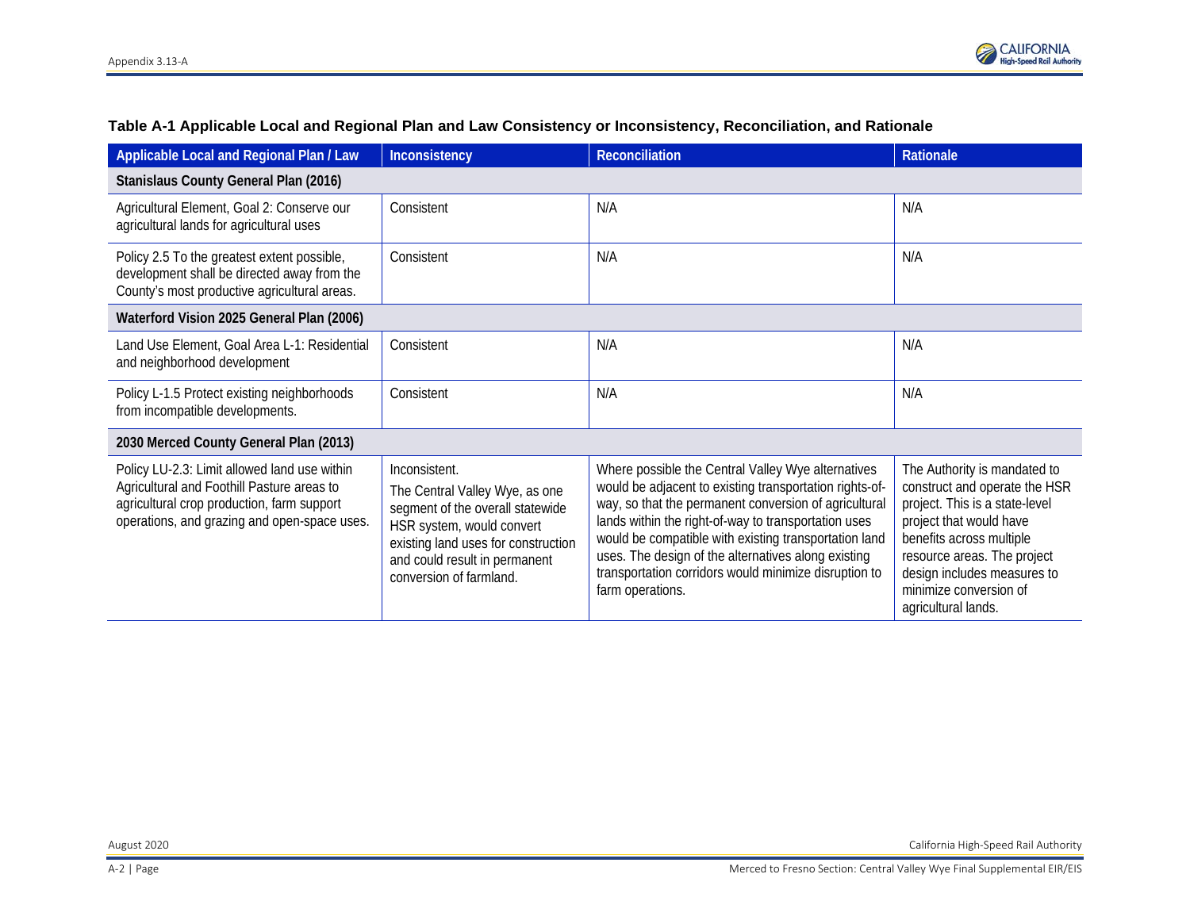**Table A-1 Applicable Local and Regional Plan and Law Consistency or Inconsistency, Reconciliation, and Rationale**

| Applicable Local and Regional Plan / Law | Inconsistency | Reconciliation | Rationale |
|---|---|---|---|
| **Stanislaus County General Plan (2016)** | | | |
| Agricultural Element, Goal 2: Conserve our agricultural lands for agricultural uses | Consistent | N/A | N/A |
| Policy 2.5 To the greatest extent possible, development shall be directed away from the County's most productive agricultural areas. | Consistent | N/A | N/A |
| **Waterford Vision 2025 General Plan (2006)** | | | |
| Land Use Element, Goal Area L-1: Residential and neighborhood development | Consistent | N/A | N/A |
| Policy L-1.5 Protect existing neighborhoods from incompatible developments. | Consistent | N/A | N/A |
| **2030 Merced County General Plan (2013)** | | | |
| Policy LU-2.3: Limit allowed land use within Agricultural and Foothill Pasture areas to agricultural crop production, farm support operations, and grazing and open-space uses. | Inconsistent. The Central Valley Wye, as one segment of the overall statewide HSR system, would convert existing land uses for construction and could result in permanent conversion of farmland. | Where possible the Central Valley Wye alternatives would be adjacent to existing transportation rights-of-way, so that the permanent conversion of agricultural lands within the right-of-way to transportation uses would be compatible with existing transportation land uses. The design of the alternatives along existing transportation corridors would minimize disruption to farm operations. | The Authority is mandated to construct and operate the HSR project. This is a state-level project that would have benefits across multiple resource areas. The project design includes measures to minimize conversion of agricultural lands. |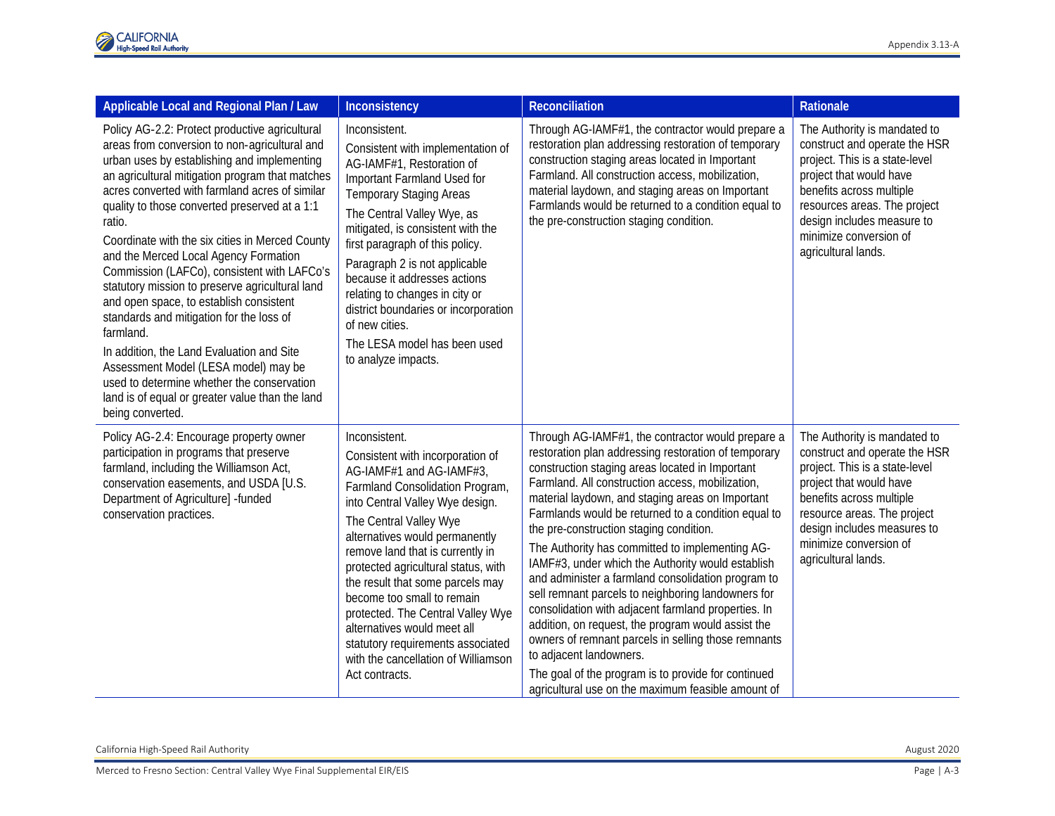| Applicable Local and Regional Plan / Law | Inconsistency | Reconciliation | Rationale |
|---|---|---|---|
| Policy AG-2.2: Protect productive agricultural areas from conversion to non-agricultural and urban uses by establishing and implementing an agricultural mitigation program that matches acres converted with farmland acres of similar quality to those converted preserved at a 1:1 ratio.<br><br>Coordinate with the six cities in Merced County and the Merced Local Agency Formation Commission (LAFCo), consistent with LAFCo's statutory mission to preserve agricultural land and open space, to establish consistent standards and mitigation for the loss of farmland.<br><br>In addition, the Land Evaluation and Site Assessment Model (LESA model) may be used to determine whether the conservation land is of equal or greater value than the land being converted. | Inconsistent.<br><br>Consistent with implementation of AG-IAMF#1, Restoration of Important Farmland Used for Temporary Staging Areas<br><br>The Central Valley Wye, as mitigated, is consistent with the first paragraph of this policy.<br><br>Paragraph 2 is not applicable because it addresses actions relating to changes in city or district boundaries or incorporation of new cities.<br><br>The LESA model has been used to analyze impacts. | Through AG-IAMF#1, the contractor would prepare a restoration plan addressing restoration of temporary construction staging areas located in Important Farmland. All construction access, mobilization, material laydown, and staging areas on Important Farmlands would be returned to a condition equal to the pre-construction staging condition. | The Authority is mandated to construct and operate the HSR project. This is a state-level project that would have benefits across multiple resources areas. The project design includes measure to minimize conversion of agricultural lands. |
| Policy AG-2.4: Encourage property owner participation in programs that preserve farmland, including the Williamson Act, conservation easements, and USDA [U.S. Department of Agriculture] -funded conservation practices. | Inconsistent.<br><br>Consistent with incorporation of AG-IAMF#1 and AG-IAMF#3, Farmland Consolidation Program, into Central Valley Wye design.<br><br>The Central Valley Wye alternatives would permanently remove land that is currently in protected agricultural status, with the result that some parcels may become too small to remain protected. The Central Valley Wye alternatives would meet all statutory requirements associated with the cancellation of Williamson Act contracts. | Through AG-IAMF#1, the contractor would prepare a restoration plan addressing restoration of temporary construction staging areas located in Important Farmland. All construction access, mobilization, material laydown, and staging areas on Important Farmlands would be returned to a condition equal to the pre-construction staging condition.<br><br>The Authority has committed to implementing AG-IAMF#3, under which the Authority would establish and administer a farmland consolidation program to sell remnant parcels to neighboring landowners for consolidation with adjacent farmland properties. In addition, on request, the program would assist the owners of remnant parcels in selling those remnants to adjacent landowners.<br><br>The goal of the program is to provide for continued agricultural use on the maximum feasible amount of | The Authority is mandated to construct and operate the HSR project. This is a state-level project that would have benefits across multiple resource areas. The project design includes measures to minimize conversion of agricultural lands. |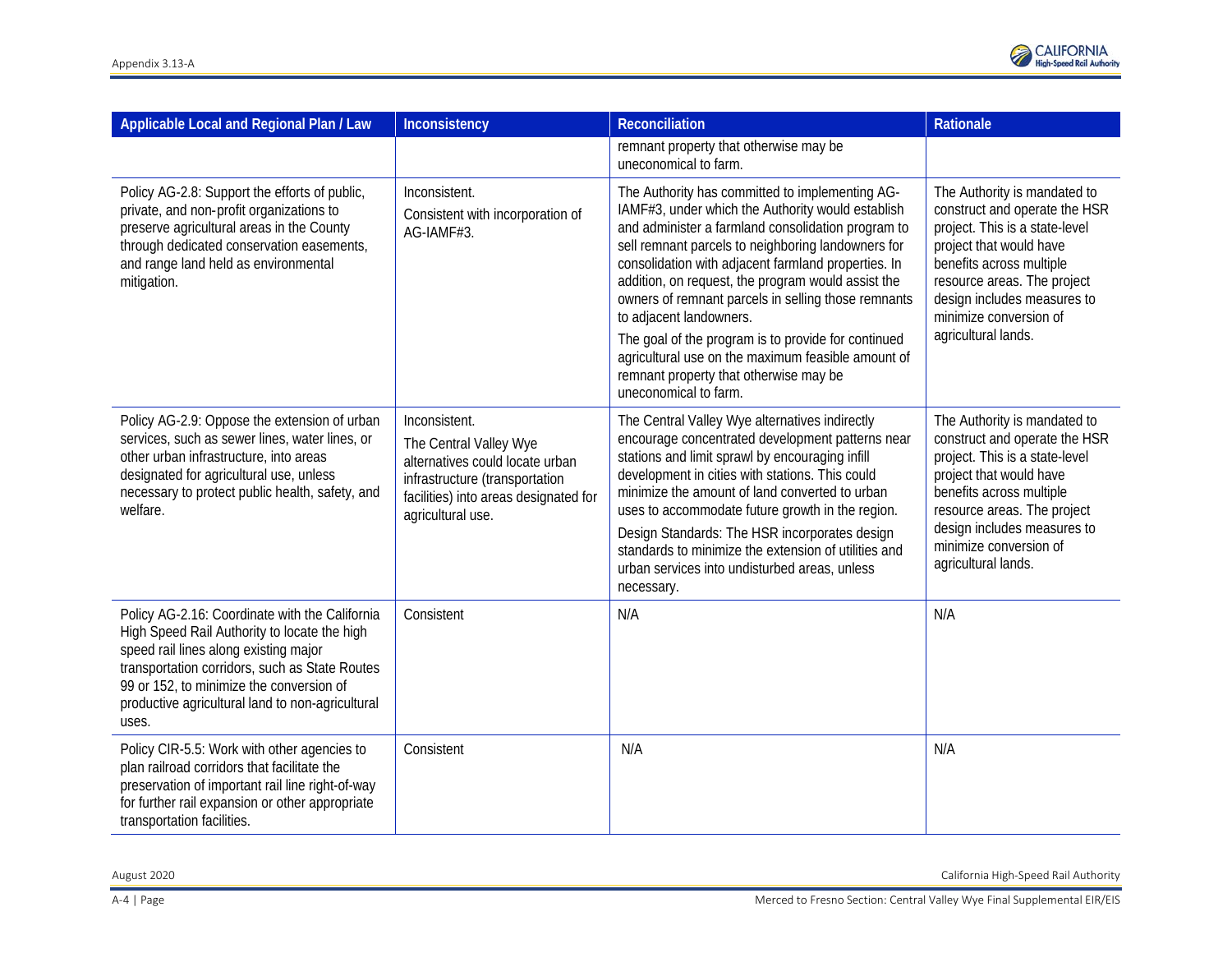| Applicable Local and Regional Plan / Law | Inconsistency | Reconciliation | Rationale |
|---|---|---|---|
| | | remnant property that otherwise may be uneconomical to farm. | |
| Policy AG-2.8: Support the efforts of public, private, and non-profit organizations to preserve agricultural areas in the County through dedicated conservation easements, and range land held as environmental mitigation. | Inconsistent.<br>Consistent with incorporation of AG-IAMF#3. | The Authority has committed to implementing AG-IAMF#3, under which the Authority would establish and administer a farmland consolidation program to sell remnant parcels to neighboring landowners for consolidation with adjacent farmland properties. In addition, on request, the program would assist the owners of remnant parcels in selling those remnants to adjacent landowners.<br>The goal of the program is to provide for continued agricultural use on the maximum feasible amount of remnant property that otherwise may be uneconomical to farm. | The Authority is mandated to construct and operate the HSR project. This is a state-level project that would have benefits across multiple resource areas. The project design includes measures to minimize conversion of agricultural lands. |
| Policy AG-2.9: Oppose the extension of urban services, such as sewer lines, water lines, or other urban infrastructure, into areas designated for agricultural use, unless necessary to protect public health, safety, and welfare. | Inconsistent.<br>The Central Valley Wye alternatives could locate urban infrastructure (transportation facilities) into areas designated for agricultural use. | The Central Valley Wye alternatives indirectly encourage concentrated development patterns near stations and limit sprawl by encouraging infill development in cities with stations. This could minimize the amount of land converted to urban uses to accommodate future growth in the region.<br>Design Standards: The HSR incorporates design standards to minimize the extension of utilities and urban services into undisturbed areas, unless necessary. | The Authority is mandated to construct and operate the HSR project. This is a state-level project that would have benefits across multiple resource areas. The project design includes measures to minimize conversion of agricultural lands. |
| Policy AG-2.16: Coordinate with the California High Speed Rail Authority to locate the high speed rail lines along existing major transportation corridors, such as State Routes 99 or 152, to minimize the conversion of productive agricultural land to non-agricultural uses. | Consistent | N/A | N/A |
| Policy CIR-5.5: Work with other agencies to plan railroad corridors that facilitate the preservation of important rail line right-of-way for further rail expansion or other appropriate transportation facilities. | Consistent | N/A | N/A |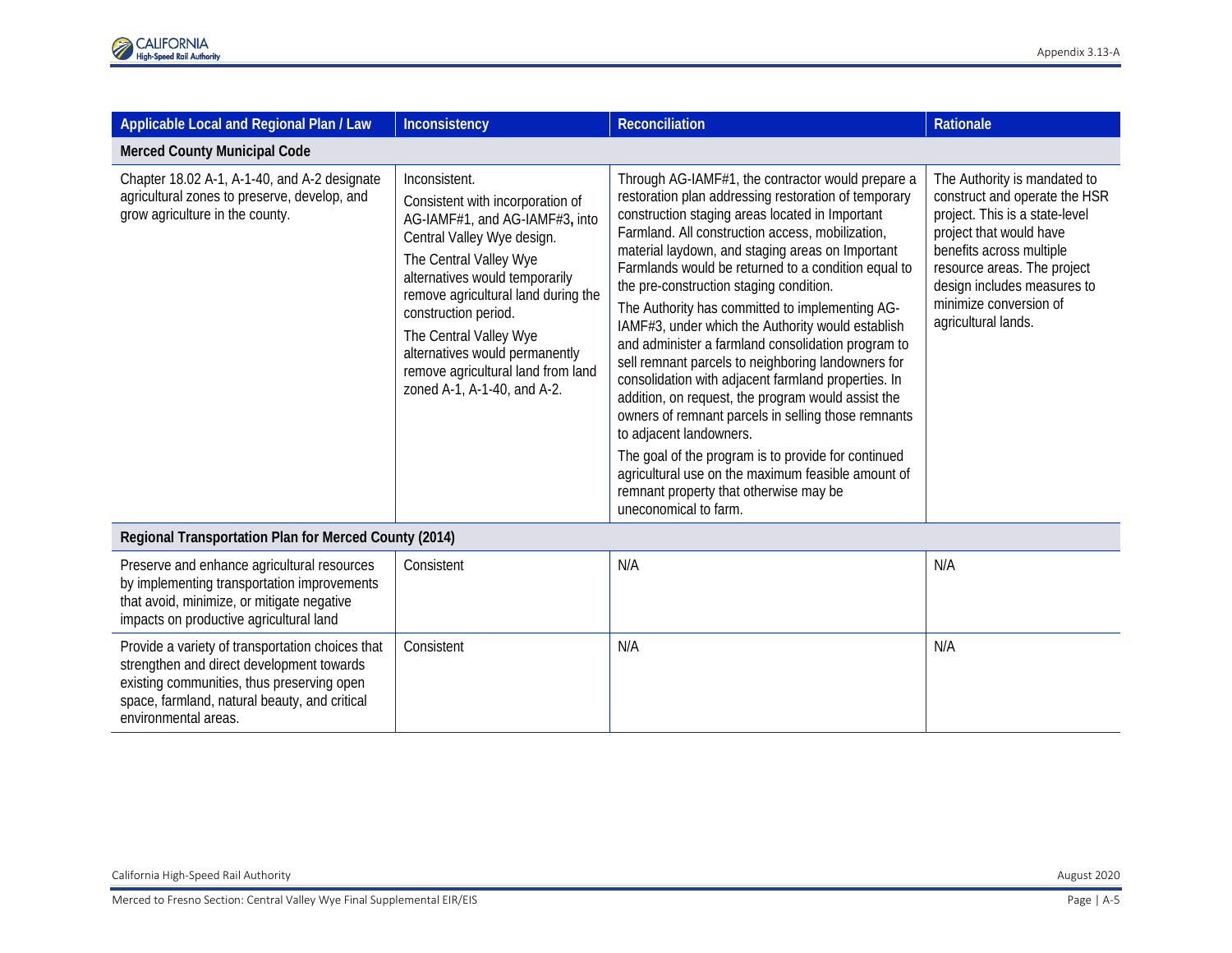| Applicable Local and Regional Plan / Law | Inconsistency | Reconciliation | Rationale |
|---|---|---|---|
| **Merced County Municipal Code** | | | |
| Chapter 18.02 A-1, A-1-40, and A-2 designate agricultural zones to preserve, develop, and grow agriculture in the county. | Inconsistent.<br>Consistent with incorporation of AG-IAMF#1, and AG-IAMF#3**,** into Central Valley Wye design.<br>The Central Valley Wye alternatives would temporarily remove agricultural land during the construction period.<br>The Central Valley Wye alternatives would permanently remove agricultural land from land zoned A-1, A-1-40, and A-2. | Through AG-IAMF#1, the contractor would prepare a restoration plan addressing restoration of temporary construction staging areas located in Important Farmland. All construction access, mobilization, material laydown, and staging areas on Important Farmlands would be returned to a condition equal to the pre-construction staging condition.<br>The Authority has committed to implementing AG-IAMF#3, under which the Authority would establish and administer a farmland consolidation program to sell remnant parcels to neighboring landowners for consolidation with adjacent farmland properties. In addition, on request, the program would assist the owners of remnant parcels in selling those remnants to adjacent landowners.<br>The goal of the program is to provide for continued agricultural use on the maximum feasible amount of remnant property that otherwise may be uneconomical to farm. | The Authority is mandated to construct and operate the HSR project. This is a state-level project that would have benefits across multiple resource areas. The project design includes measures to minimize conversion of agricultural lands. |
| **Regional Transportation Plan for Merced County (2014)** | | | |
| Preserve and enhance agricultural resources by implementing transportation improvements that avoid, minimize, or mitigate negative impacts on productive agricultural land | Consistent | N/A | N/A |
| Provide a variety of transportation choices that strengthen and direct development towards existing communities, thus preserving open space, farmland, natural beauty, and critical environmental areas. | Consistent | N/A | N/A |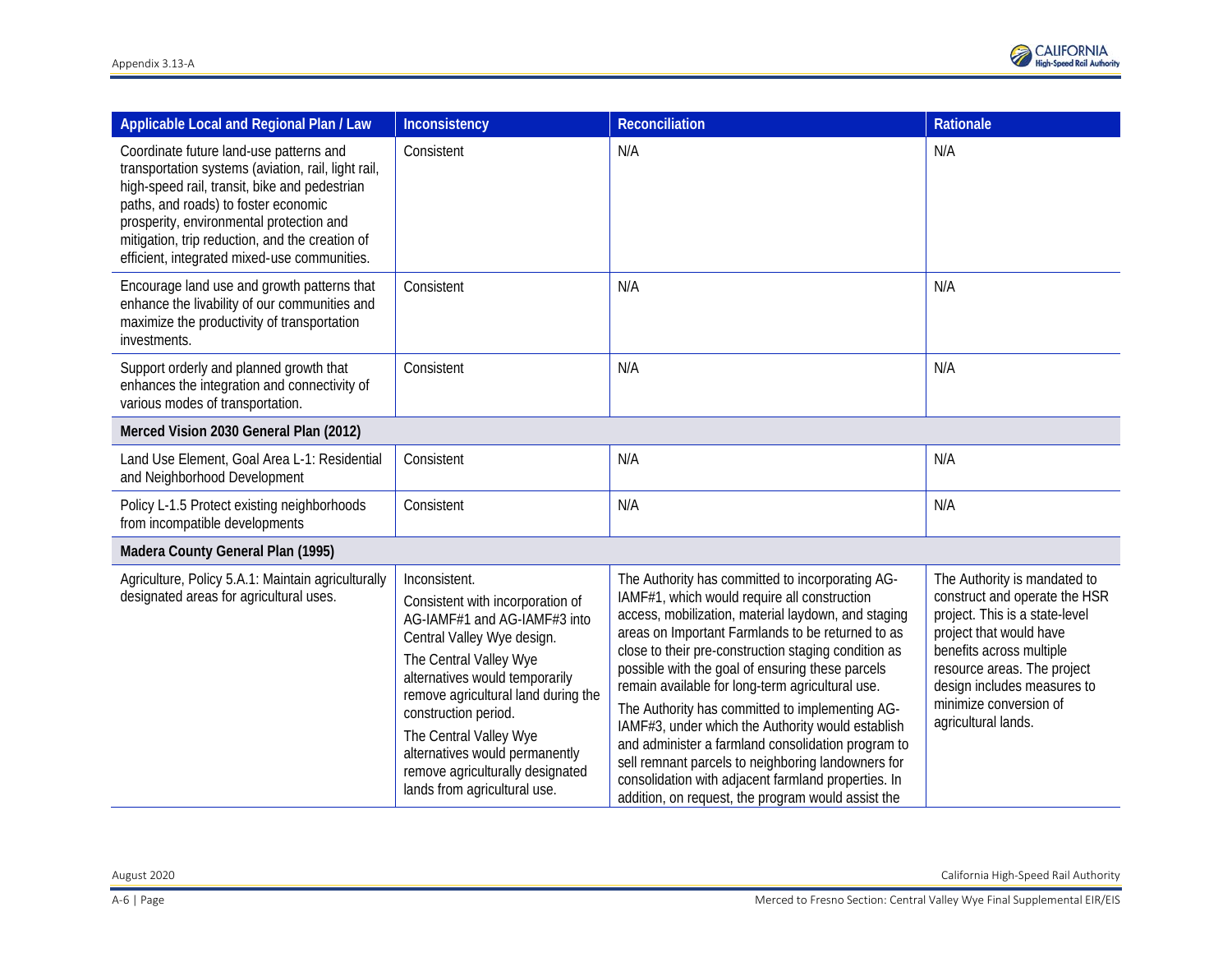| Applicable Local and Regional Plan / Law | Inconsistency | Reconciliation | Rationale |
|---|---|---|---|
| Coordinate future land-use patterns and transportation systems (aviation, rail, light rail, high-speed rail, transit, bike and pedestrian paths, and roads) to foster economic prosperity, environmental protection and mitigation, trip reduction, and the creation of efficient, integrated mixed-use communities. | Consistent | N/A | N/A |
| Encourage land use and growth patterns that enhance the livability of our communities and maximize the productivity of transportation investments. | Consistent | N/A | N/A |
| Support orderly and planned growth that enhances the integration and connectivity of various modes of transportation. | Consistent | N/A | N/A |
| **Merced Vision 2030 General Plan (2012)** | | | |
| Land Use Element, Goal Area L-1: Residential and Neighborhood Development | Consistent | N/A | N/A |
| Policy L-1.5 Protect existing neighborhoods from incompatible developments | Consistent | N/A | N/A |
| **Madera County General Plan (1995)** | | | |
| Agriculture, Policy 5.A.1: Maintain agriculturally designated areas for agricultural uses. | Inconsistent.<br>Consistent with incorporation of AG-IAMF#1 and AG-IAMF#3 into Central Valley Wye design.<br>The Central Valley Wye alternatives would temporarily remove agricultural land during the construction period.<br>The Central Valley Wye alternatives would permanently remove agriculturally designated lands from agricultural use. | The Authority has committed to incorporating AG-IAMF#1, which would require all construction access, mobilization, material laydown, and staging areas on Important Farmlands to be returned to as close to their pre-construction staging condition as possible with the goal of ensuring these parcels remain available for long-term agricultural use.<br>The Authority has committed to implementing AG-IAMF#3, under which the Authority would establish and administer a farmland consolidation program to sell remnant parcels to neighboring landowners for consolidation with adjacent farmland properties. In addition, on request, the program would assist the | The Authority is mandated to construct and operate the HSR project. This is a state-level project that would have benefits across multiple resource areas. The project design includes measures to minimize conversion of agricultural lands. |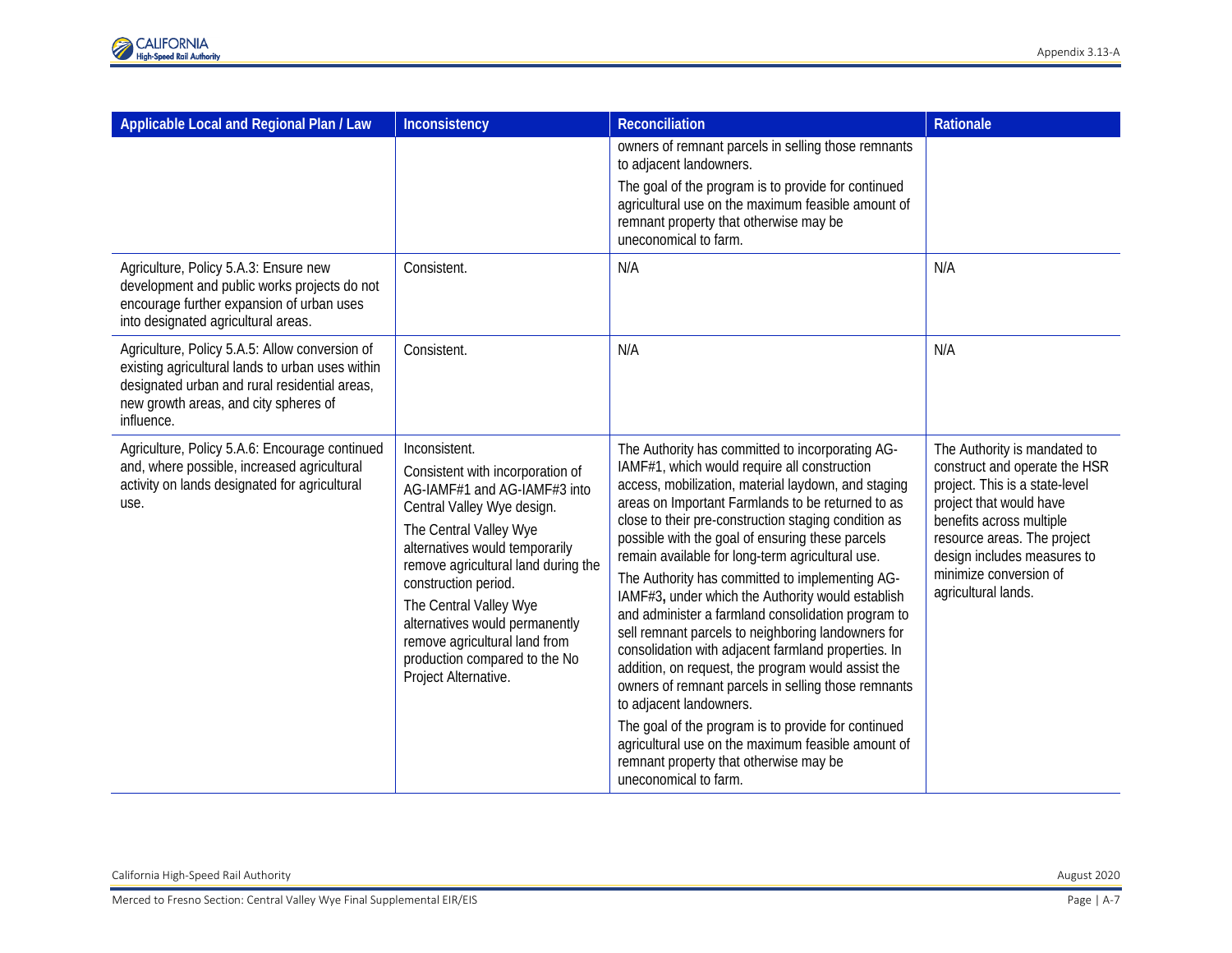| Applicable Local and Regional Plan / Law | Inconsistency | Reconciliation | Rationale |
|---|---|---|---|
| | | owners of remnant parcels in selling those remnants to adjacent landowners.<br><br>The goal of the program is to provide for continued agricultural use on the maximum feasible amount of remnant property that otherwise may be uneconomical to farm. | |
| Agriculture, Policy 5.A.3: Ensure new development and public works projects do not encourage further expansion of urban uses into designated agricultural areas. | Consistent. | N/A | N/A |
| Agriculture, Policy 5.A.5: Allow conversion of existing agricultural lands to urban uses within designated urban and rural residential areas, new growth areas, and city spheres of influence. | Consistent. | N/A | N/A |
| Agriculture, Policy 5.A.6: Encourage continued and, where possible, increased agricultural activity on lands designated for agricultural use. | Inconsistent.<br><br>Consistent with incorporation of AG-IAMF#1 and AG-IAMF#3 into Central Valley Wye design.<br><br>The Central Valley Wye alternatives would temporarily remove agricultural land during the construction period.<br><br>The Central Valley Wye alternatives would permanently remove agricultural land from production compared to the No Project Alternative. | The Authority has committed to incorporating AG-IAMF#1, which would require all construction access, mobilization, material laydown, and staging areas on Important Farmlands to be returned to as close to their pre-construction staging condition as possible with the goal of ensuring these parcels remain available for long-term agricultural use.<br><br>The Authority has committed to implementing AG-IAMF#3, under which the Authority would establish and administer a farmland consolidation program to sell remnant parcels to neighboring landowners for consolidation with adjacent farmland properties. In addition, on request, the program would assist the owners of remnant parcels in selling those remnants to adjacent landowners.<br><br>The goal of the program is to provide for continued agricultural use on the maximum feasible amount of remnant property that otherwise may be uneconomical to farm. | The Authority is mandated to construct and operate the HSR project. This is a state-level project that would have benefits across multiple resource areas. The project design includes measures to minimize conversion of agricultural lands. |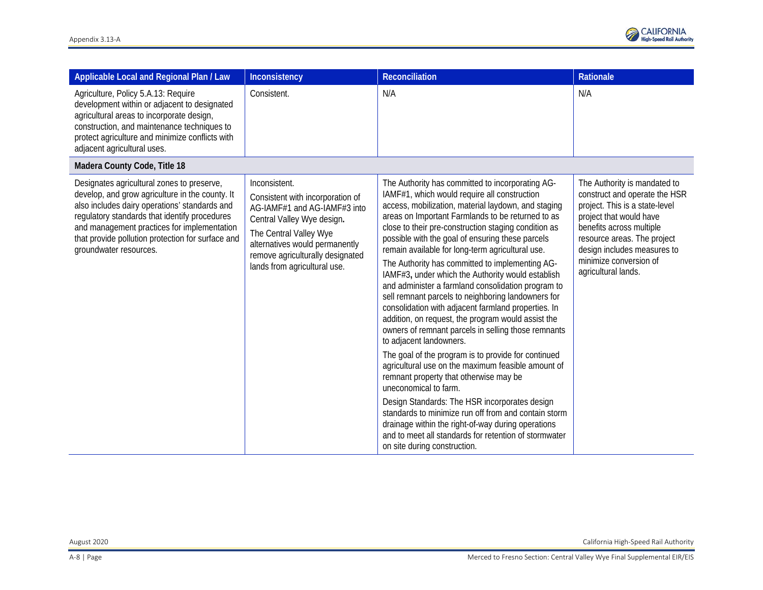| Applicable Local and Regional Plan / Law | Inconsistency | Reconciliation | Rationale |
|---|---|---|---|
| Agriculture, Policy 5.A.13: Require development within or adjacent to designated agricultural areas to incorporate design, construction, and maintenance techniques to protect agriculture and minimize conflicts with adjacent agricultural uses. | Consistent. | N/A | N/A |
| **Madera County Code, Title 18** | | | |
| Designates agricultural zones to preserve, develop, and grow agriculture in the county. It also includes dairy operations' standards and regulatory standards that identify procedures and management practices for implementation that provide pollution protection for surface and groundwater resources. | Inconsistent.<br><br>Consistent with incorporation of AG-IAMF#1 and AG-IAMF#3 into Central Valley Wye design.<br><br>The Central Valley Wye alternatives would permanently remove agriculturally designated lands from agricultural use. | The Authority has committed to incorporating AG-IAMF#1, which would require all construction access, mobilization, material laydown, and staging areas on Important Farmlands to be returned to as close to their pre-construction staging condition as possible with the goal of ensuring these parcels remain available for long-term agricultural use.<br><br>The Authority has committed to implementing AG-IAMF#3, under which the Authority would establish and administer a farmland consolidation program to sell remnant parcels to neighboring landowners for consolidation with adjacent farmland properties. In addition, on request, the program would assist the owners of remnant parcels in selling those remnants to adjacent landowners.<br><br>The goal of the program is to provide for continued agricultural use on the maximum feasible amount of remnant property that otherwise may be uneconomical to farm.<br><br>Design Standards: The HSR incorporates design standards to minimize run off from and contain storm drainage within the right-of-way during operations and to meet all standards for retention of stormwater on site during construction. | The Authority is mandated to construct and operate the HSR project. This is a state-level project that would have benefits across multiple resource areas. The project design includes measures to minimize conversion of agricultural lands. |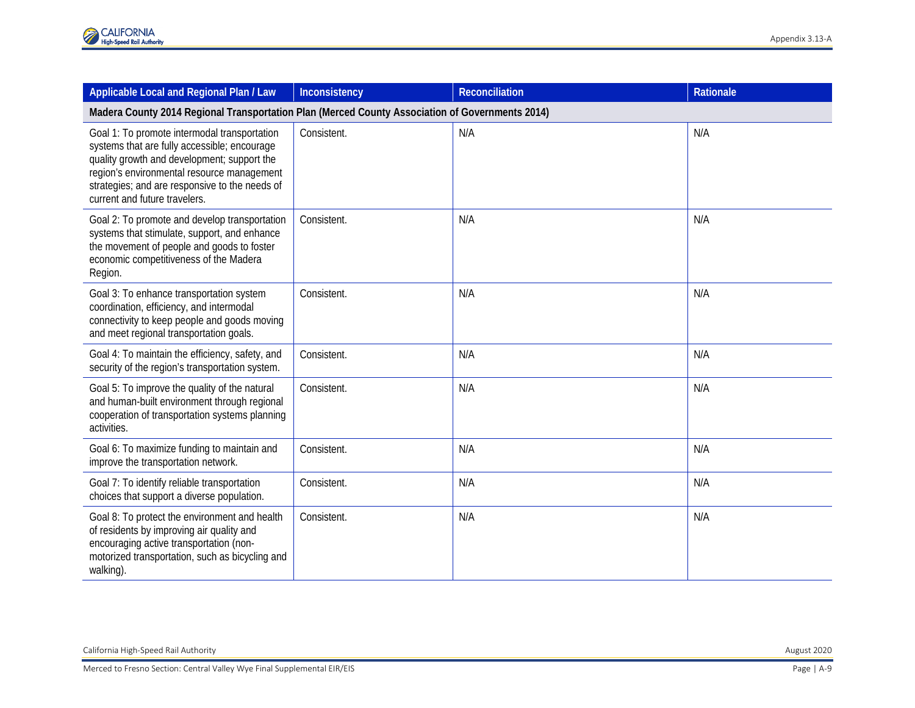| Applicable Local and Regional Plan / Law | Inconsistency | Reconciliation | Rationale |
|---|---|---|---|
| **Madera County 2014 Regional Transportation Plan (Merced County Association of Governments 2014)** | | | |
| Goal 1: To promote intermodal transportation systems that are fully accessible; encourage quality growth and development; support the region's environmental resource management strategies; and are responsive to the needs of current and future travelers. | Consistent. | N/A | N/A |
| Goal 2: To promote and develop transportation systems that stimulate, support, and enhance the movement of people and goods to foster economic competitiveness of the Madera Region. | Consistent. | N/A | N/A |
| Goal 3: To enhance transportation system coordination, efficiency, and intermodal connectivity to keep people and goods moving and meet regional transportation goals. | Consistent. | N/A | N/A |
| Goal 4: To maintain the efficiency, safety, and security of the region's transportation system. | Consistent. | N/A | N/A |
| Goal 5: To improve the quality of the natural and human-built environment through regional cooperation of transportation systems planning activities. | Consistent. | N/A | N/A |
| Goal 6: To maximize funding to maintain and improve the transportation network. | Consistent. | N/A | N/A |
| Goal 7: To identify reliable transportation choices that support a diverse population. | Consistent. | N/A | N/A |
| Goal 8: To protect the environment and health of residents by improving air quality and encouraging active transportation (non-motorized transportation, such as bicycling and walking). | Consistent. | N/A | N/A |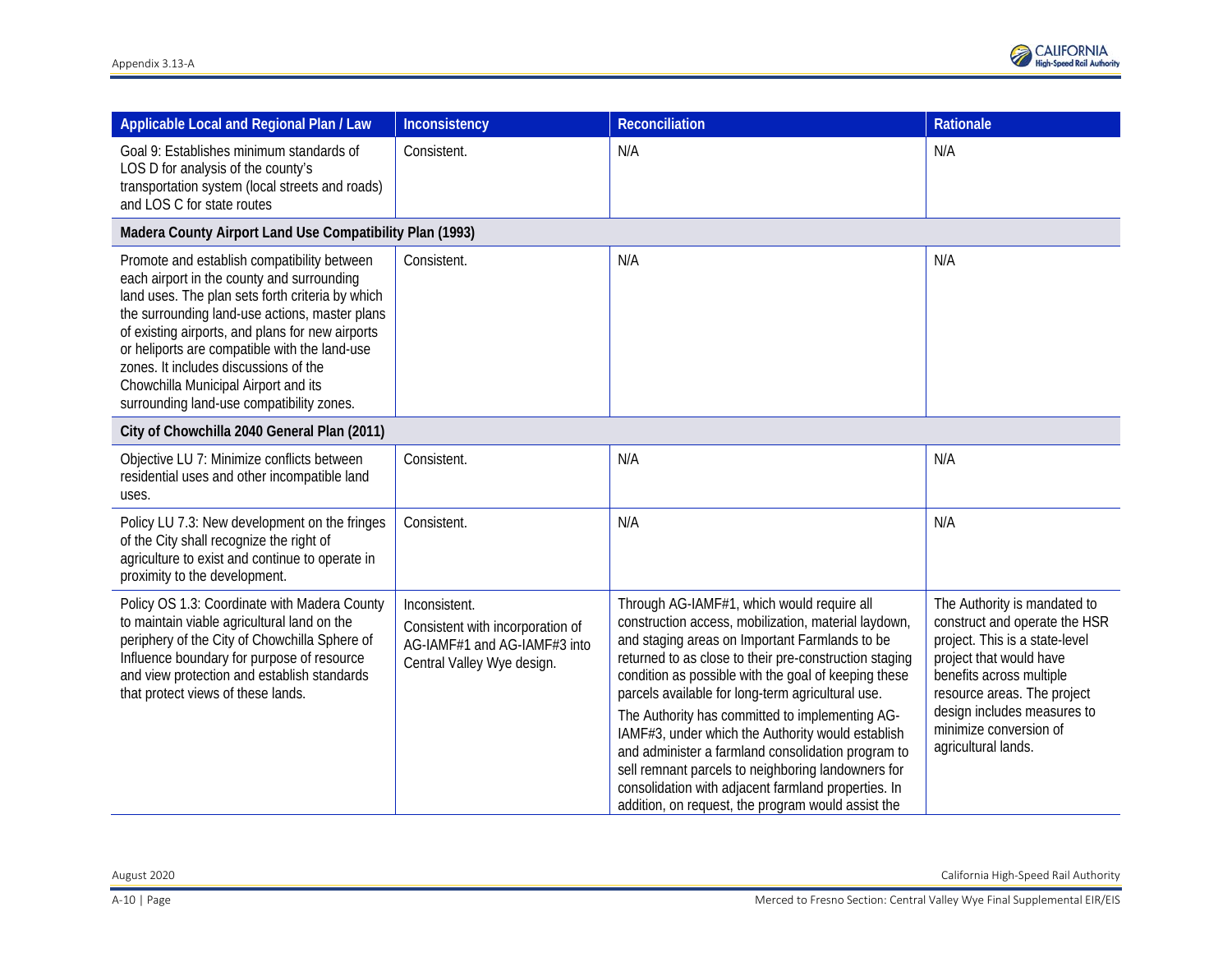| Applicable Local and Regional Plan / Law | Inconsistency | Reconciliation | Rationale |
|---|---|---|---|
| Goal 9: Establishes minimum standards of LOS D for analysis of the county's transportation system (local streets and roads) and LOS C for state routes | Consistent. | N/A | N/A |
| **Madera County Airport Land Use Compatibility Plan (1993)** | | | |
| Promote and establish compatibility between each airport in the county and surrounding land uses. The plan sets forth criteria by which the surrounding land-use actions, master plans of existing airports, and plans for new airports or heliports are compatible with the land-use zones. It includes discussions of the Chowchilla Municipal Airport and its surrounding land-use compatibility zones. | Consistent. | N/A | N/A |
| **City of Chowchilla 2040 General Plan (2011)** | | | |
| Objective LU 7: Minimize conflicts between residential uses and other incompatible land uses. | Consistent. | N/A | N/A |
| Policy LU 7.3: New development on the fringes of the City shall recognize the right of agriculture to exist and continue to operate in proximity to the development. | Consistent. | N/A | N/A |
| Policy OS 1.3: Coordinate with Madera County to maintain viable agricultural land on the periphery of the City of Chowchilla Sphere of Influence boundary for purpose of resource and view protection and establish standards that protect views of these lands. | Inconsistent.<br>Consistent with incorporation of AG-IAMF#1 and AG-IAMF#3 into Central Valley Wye design. | Through AG-IAMF#1, which would require all construction access, mobilization, material laydown, and staging areas on Important Farmlands to be returned to as close to their pre-construction staging condition as possible with the goal of keeping these parcels available for long-term agricultural use.<br>The Authority has committed to implementing AG-IAMF#3, under which the Authority would establish and administer a farmland consolidation program to sell remnant parcels to neighboring landowners for consolidation with adjacent farmland properties. In addition, on request, the program would assist the | The Authority is mandated to construct and operate the HSR project. This is a state-level project that would have benefits across multiple resource areas. The project design includes measures to minimize conversion of agricultural lands. |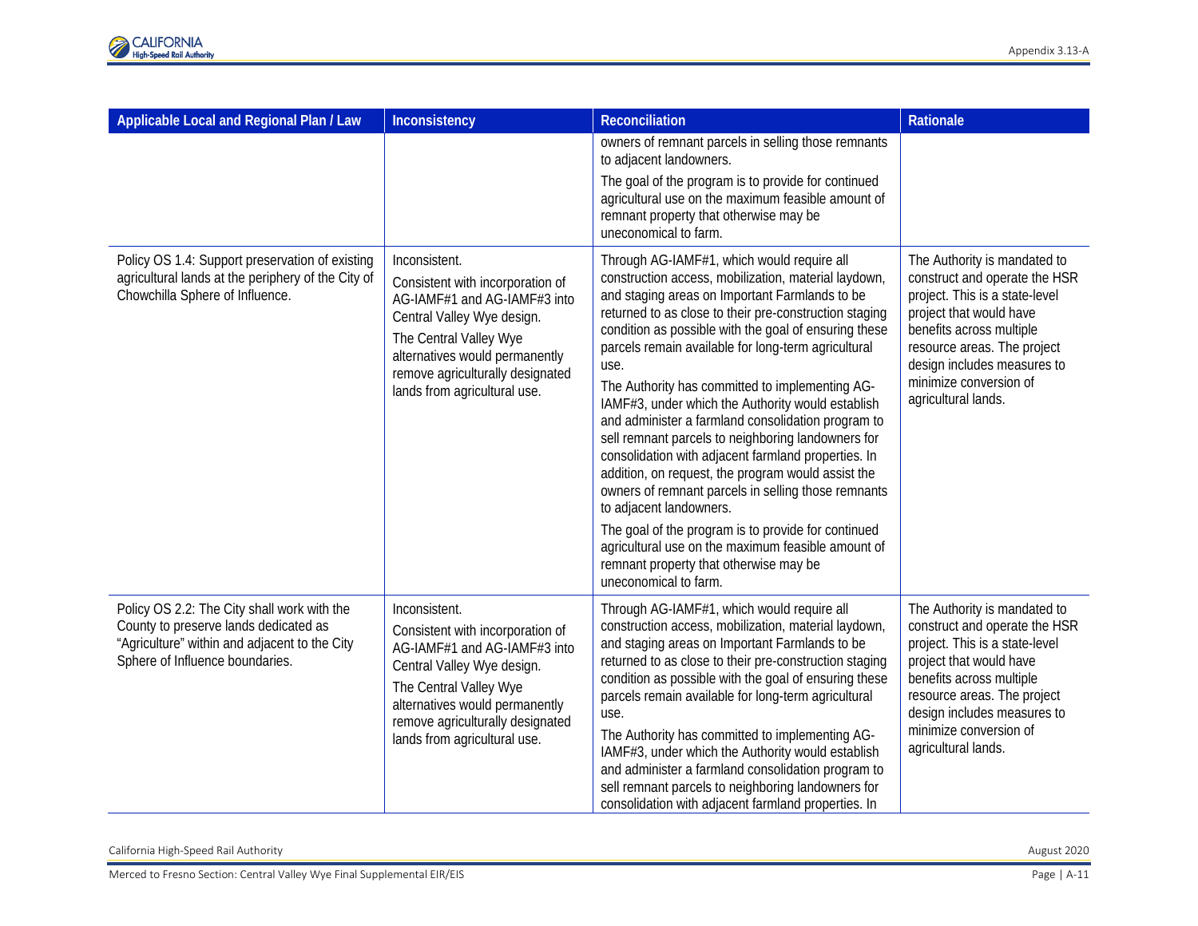| Applicable Local and Regional Plan / Law | Inconsistency | Reconciliation | Rationale |
|---|---|---|---|
| | | owners of remnant parcels in selling those remnants to adjacent landowners.<br><br>The goal of the program is to provide for continued agricultural use on the maximum feasible amount of remnant property that otherwise may be uneconomical to farm. | |
| Policy OS 1.4: Support preservation of existing agricultural lands at the periphery of the City of Chowchilla Sphere of Influence. | Inconsistent.<br><br>Consistent with incorporation of AG-IAMF#1 and AG-IAMF#3 into Central Valley Wye design.<br><br>The Central Valley Wye alternatives would permanently remove agriculturally designated lands from agricultural use. | Through AG-IAMF#1, which would require all construction access, mobilization, material laydown, and staging areas on Important Farmlands to be returned to as close to their pre-construction staging condition as possible with the goal of ensuring these parcels remain available for long-term agricultural use.<br><br>The Authority has committed to implementing AG-IAMF#3, under which the Authority would establish and administer a farmland consolidation program to sell remnant parcels to neighboring landowners for consolidation with adjacent farmland properties. In addition, on request, the program would assist the owners of remnant parcels in selling those remnants to adjacent landowners.<br><br>The goal of the program is to provide for continued agricultural use on the maximum feasible amount of remnant property that otherwise may be uneconomical to farm. | The Authority is mandated to construct and operate the HSR project. This is a state-level project that would have benefits across multiple resource areas. The project design includes measures to minimize conversion of agricultural lands. |
| Policy OS 2.2: The City shall work with the County to preserve lands dedicated as "Agriculture" within and adjacent to the City Sphere of Influence boundaries. | Inconsistent.<br><br>Consistent with incorporation of AG-IAMF#1 and AG-IAMF#3 into Central Valley Wye design.<br><br>The Central Valley Wye alternatives would permanently remove agriculturally designated lands from agricultural use. | Through AG-IAMF#1, which would require all construction access, mobilization, material laydown, and staging areas on Important Farmlands to be returned to as close to their pre-construction staging condition as possible with the goal of ensuring these parcels remain available for long-term agricultural use.<br><br>The Authority has committed to implementing AG-IAMF#3, under which the Authority would establish and administer a farmland consolidation program to sell remnant parcels to neighboring landowners for consolidation with adjacent farmland properties. In | The Authority is mandated to construct and operate the HSR project. This is a state-level project that would have benefits across multiple resource areas. The project design includes measures to minimize conversion of agricultural lands. |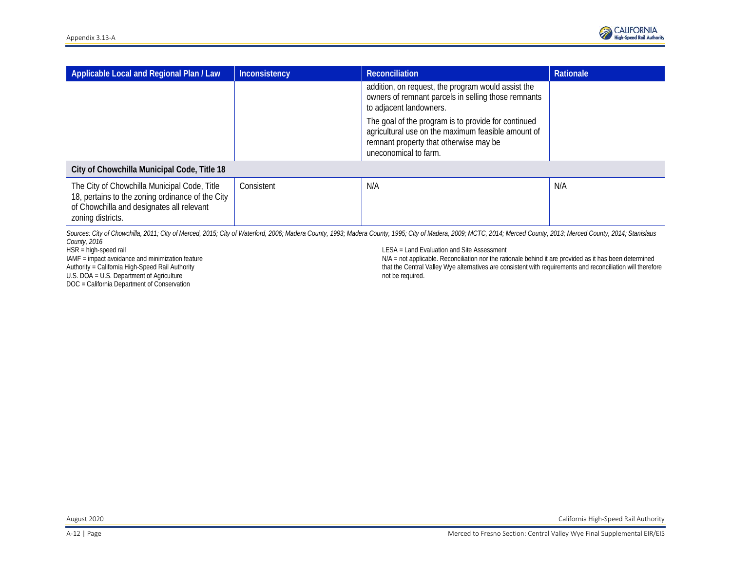| Applicable Local and Regional Plan / Law | Inconsistency | Reconciliation | Rationale |
|---|---|---|---|
| | | addition, on request, the program would assist the owners of remnant parcels in selling those remnants to adjacent landowners.<br><br>The goal of the program is to provide for continued agricultural use on the maximum feasible amount of remnant property that otherwise may be uneconomical to farm. | |
| **City of Chowchilla Municipal Code, Title 18** | | | |
| The City of Chowchilla Municipal Code, Title 18, pertains to the zoning ordinance of the City of Chowchilla and designates all relevant zoning districts. | Consistent | N/A | N/A |

*Sources: City of Chowchilla, 2011; City of Merced, 2015; City of Waterford, 2006; Madera County, 1993; Madera County, 1995; City of Madera, 2009; MCTC, 2014; Merced County, 2013; Merced County, 2014; Stanislaus County, 2016*

HSR = high-speed rail
IAMF = impact avoidance and minimization feature
Authority = California High-Speed Rail Authority
U.S. DOA = U.S. Department of Agriculture
DOC = California Department of Conservation
LESA = Land Evaluation and Site Assessment
N/A = not applicable. Reconciliation nor the rationale behind it are provided as it has been determined that the Central Valley Wye alternatives are consistent with requirements and reconciliation will therefore not be required.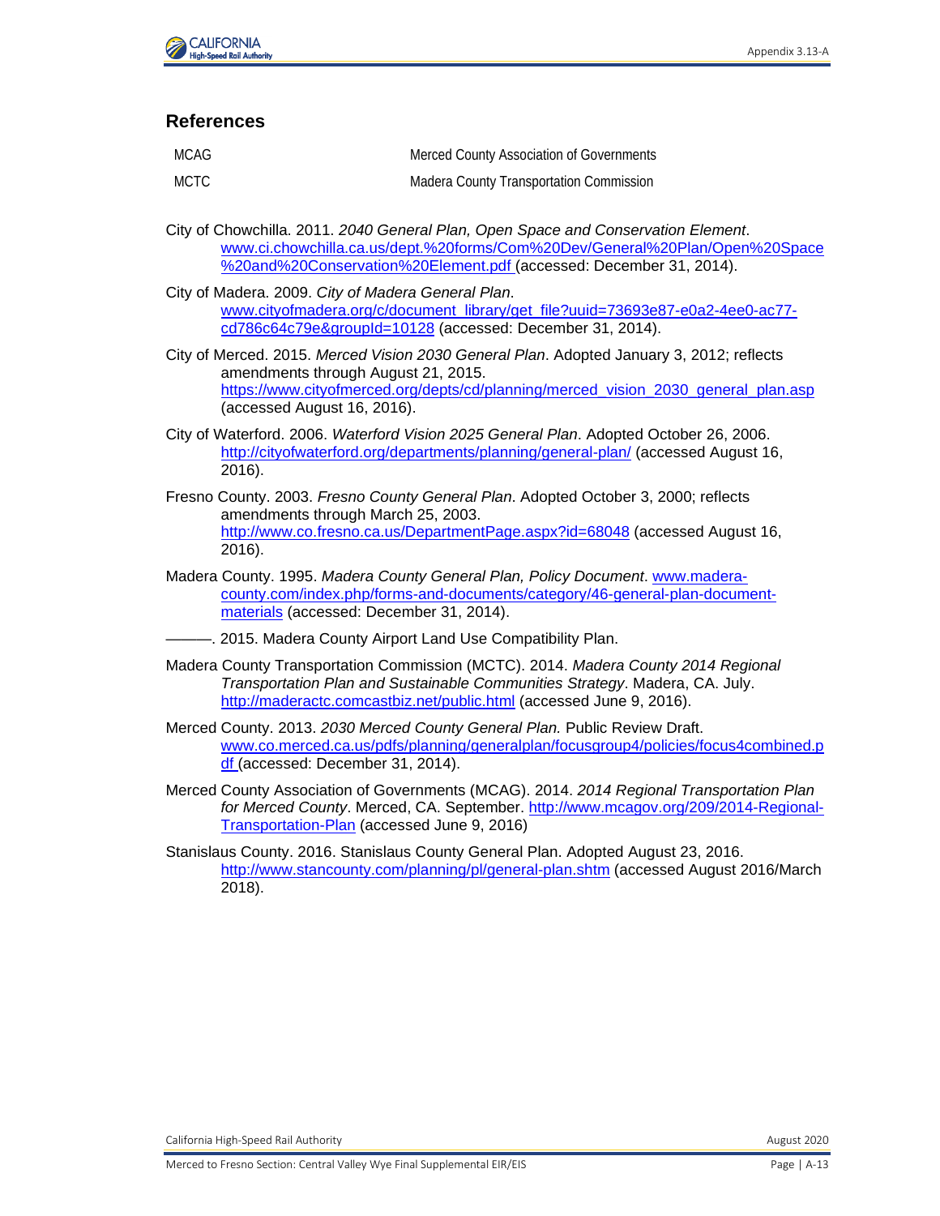## References

| | |
|---|---|
| MCAG | Merced County Association of Governments |
| MCTC | Madera County Transportation Commission |

City of Chowchilla. 2011. *2040 General Plan, Open Space and Conservation Element*. www.ci.chowchilla.ca.us/dept.%20forms/Com%20Dev/General%20Plan/Open%20Space%20and%20Conservation%20Element.pdf (accessed: December 31, 2014).

City of Madera. 2009. *City of Madera General Plan*. www.cityofmadera.org/c/document_library/get_file?uuid=73693e87-e0a2-4ee0-ac77-cd786c64c79e&groupId=10128 (accessed: December 31, 2014).

City of Merced. 2015. *Merced Vision 2030 General Plan*. Adopted January 3, 2012; reflects amendments through August 21, 2015. https://www.cityofmerced.org/depts/cd/planning/merced_vision_2030_general_plan.asp (accessed August 16, 2016).

City of Waterford. 2006. *Waterford Vision 2025 General Plan*. Adopted October 26, 2006. http://cityofwaterford.org/departments/planning/general-plan/ (accessed August 16, 2016).

Fresno County. 2003. *Fresno County General Plan*. Adopted October 3, 2000; reflects amendments through March 25, 2003. http://www.co.fresno.ca.us/DepartmentPage.aspx?id=68048 (accessed August 16, 2016).

Madera County. 1995. *Madera County General Plan, Policy Document*. www.madera-county.com/index.php/forms-and-documents/category/46-general-plan-document-materials (accessed: December 31, 2014).

———. 2015. Madera County Airport Land Use Compatibility Plan.

Madera County Transportation Commission (MCTC). 2014. *Madera County 2014 Regional Transportation Plan and Sustainable Communities Strategy*. Madera, CA. July. http://maderactc.comcastbiz.net/public.html (accessed June 9, 2016).

Merced County. 2013. *2030 Merced County General Plan.* Public Review Draft. www.co.merced.ca.us/pdfs/planning/generalplan/focusgroup4/policies/focus4combined.pdf (accessed: December 31, 2014).

Merced County Association of Governments (MCAG). 2014. *2014 Regional Transportation Plan for Merced County*. Merced, CA. September. http://www.mcagov.org/209/2014-Regional-Transportation-Plan (accessed June 9, 2016)

Stanislaus County. 2016. Stanislaus County General Plan. Adopted August 23, 2016. http://www.stancounty.com/planning/pl/general-plan.shtm (accessed August 2016/March 2018).